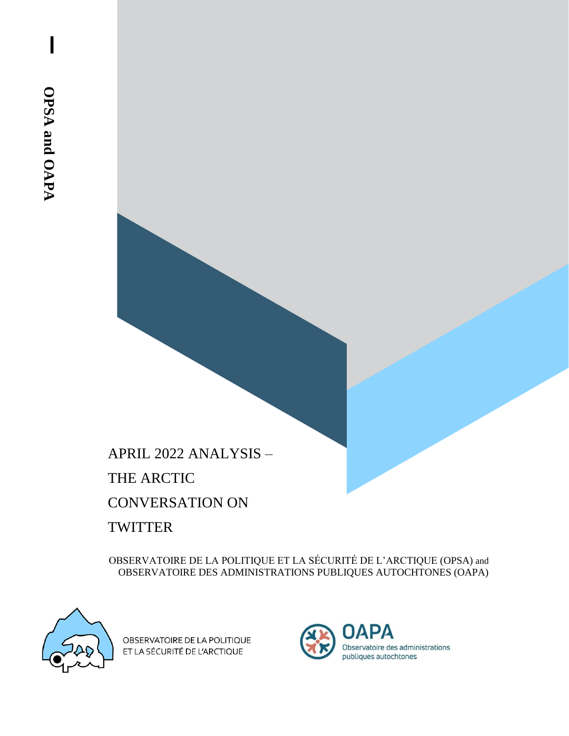OPSA and OAPA

# APRIL 2022 ANALYSIS – THE ARCTIC CONVERSATION ON TWITTER

OBSERVATOIRE DE LA POLITIQUE ET LA SÉCURITÉ DE L'ARCTIQUE (OPSA) and OBSERVATOIRE DES ADMINISTRATIONS PUBLIQUES AUTOCHTONES (OAPA)

OBSERVATOIRE DE LA POLITIQUE ET LA SÉCURITÉ DE L'ARCTIQUE

OAPA
Observatoire des administrations publiques autochtones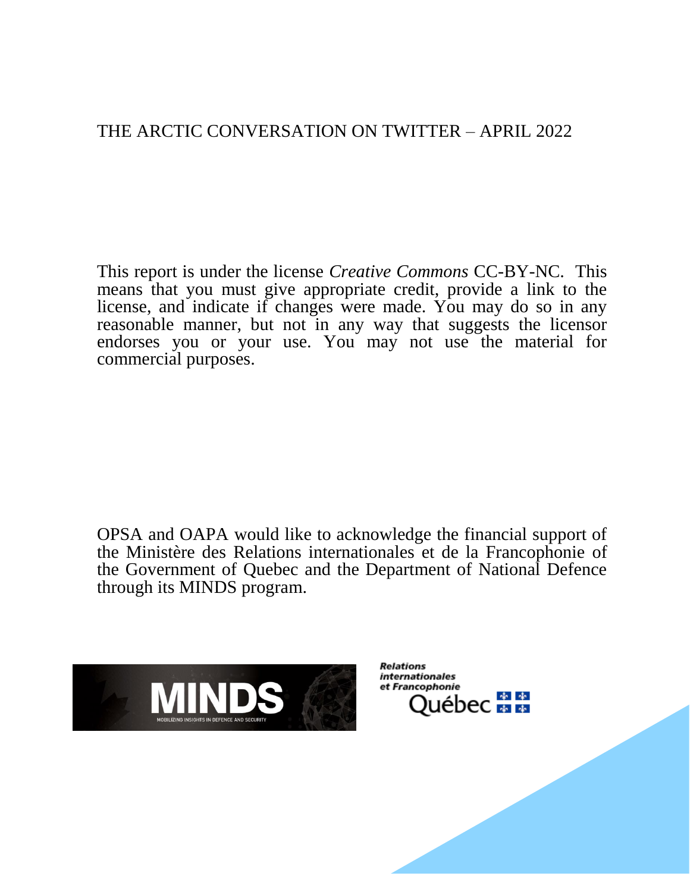THE ARCTIC CONVERSATION ON TWITTER – APRIL 2022

This report is under the license *Creative Commons* CC-BY-NC. This means that you must give appropriate credit, provide a link to the license, and indicate if changes were made. You may do so in any reasonable manner, but not in any way that suggests the licensor endorses you or your use. You may not use the material for commercial purposes.

OPSA and OAPA would like to acknowledge the financial support of the Ministère des Relations internationales et de la Francophonie of the Government of Quebec and the Department of National Defence through its MINDS program.

MINDS
MOBILIZING INSIGHTS IN DEFENCE AND SECURITY

Relations internationales et Francophonie
Québec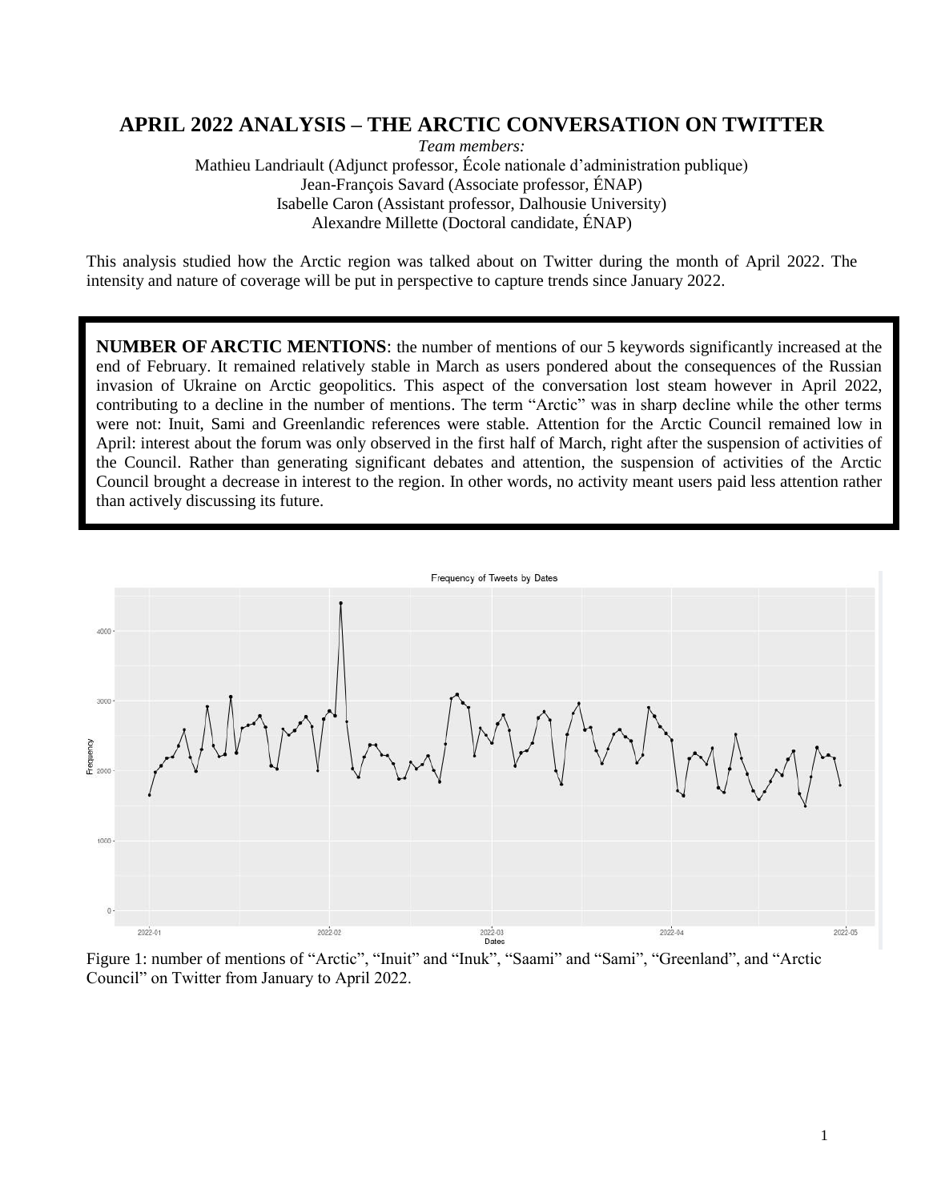# APRIL 2022 ANALYSIS – THE ARCTIC CONVERSATION ON TWITTER

*Team members:*

Mathieu Landriault (Adjunct professor, École nationale d'administration publique)
Jean-François Savard (Associate professor, ÉNAP)
Isabelle Caron (Assistant professor, Dalhousie University)
Alexandre Millette (Doctoral candidate, ÉNAP)

This analysis studied how the Arctic region was talked about on Twitter during the month of April 2022. The intensity and nature of coverage will be put in perspective to capture trends since January 2022.

**NUMBER OF ARCTIC MENTIONS**: the number of mentions of our 5 keywords significantly increased at the end of February. It remained relatively stable in March as users pondered about the consequences of the Russian invasion of Ukraine on Arctic geopolitics. This aspect of the conversation lost steam however in April 2022, contributing to a decline in the number of mentions. The term "Arctic" was in sharp decline while the other terms were not: Inuit, Sami and Greenlandic references were stable. Attention for the Arctic Council remained low in April: interest about the forum was only observed in the first half of March, right after the suspension of activities of the Council. Rather than generating significant debates and attention, the suspension of activities of the Arctic Council brought a decrease in interest to the region. In other words, no activity meant users paid less attention rather than actively discussing its future.

Figure 1: number of mentions of "Arctic", "Inuit" and "Inuk", "Saami" and "Sami", "Greenland", and "Arctic Council" on Twitter from January to April 2022.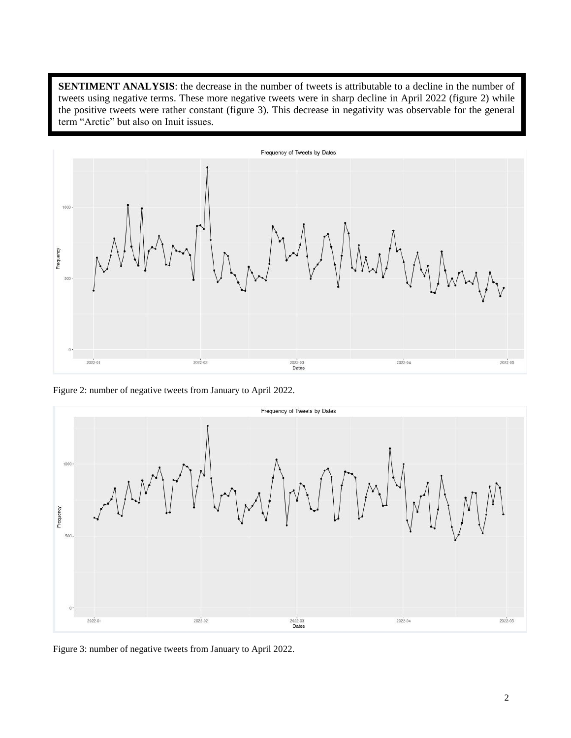**SENTIMENT ANALYSIS**: the decrease in the number of tweets is attributable to a decline in the number of tweets using negative terms. These more negative tweets were in sharp decline in April 2022 (figure 2) while the positive tweets were rather constant (figure 3). This decrease in negativity was observable for the general term "Arctic" but also on Inuit issues.

Figure 2: number of negative tweets from January to April 2022.

Figure 3: number of negative tweets from January to April 2022.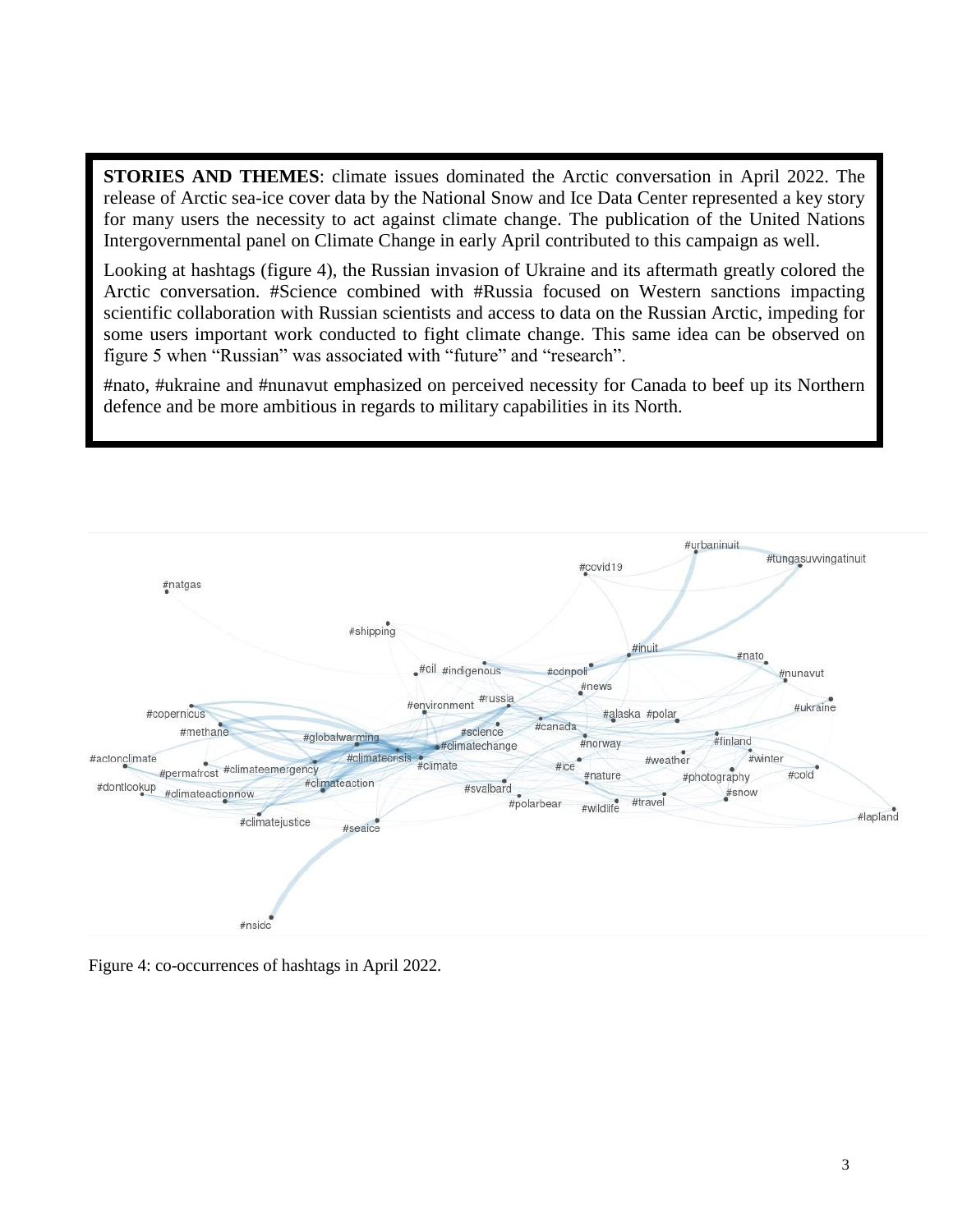**STORIES AND THEMES**: climate issues dominated the Arctic conversation in April 2022. The release of Arctic sea-ice cover data by the National Snow and Ice Data Center represented a key story for many users the necessity to act against climate change. The publication of the United Nations Intergovernmental panel on Climate Change in early April contributed to this campaign as well.

Looking at hashtags (figure 4), the Russian invasion of Ukraine and its aftermath greatly colored the Arctic conversation. #Science combined with #Russia focused on Western sanctions impacting scientific collaboration with Russian scientists and access to data on the Russian Arctic, impeding for some users important work conducted to fight climate change. This same idea can be observed on figure 5 when "Russian" was associated with "future" and "research".

#nato, #ukraine and #nunavut emphasized on perceived necessity for Canada to beef up its Northern defence and be more ambitious in regards to military capabilities in its North.

Figure 4: co-occurrences of hashtags in April 2022.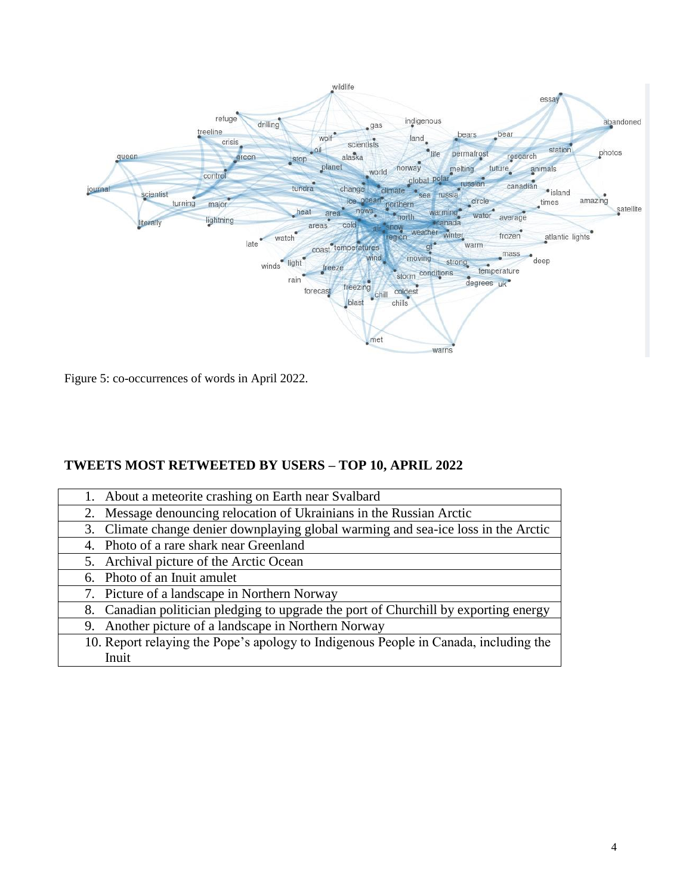Figure 5: co-occurrences of words in April 2022.

**TWEETS MOST RETWEETED BY USERS – TOP 10, APRIL 2022**

| |
|---|
| 1. About a meteorite crashing on Earth near Svalbard |
| 2. Message denouncing relocation of Ukrainians in the Russian Arctic |
| 3. Climate change denier downplaying global warming and sea-ice loss in the Arctic |
| 4. Photo of a rare shark near Greenland |
| 5. Archival picture of the Arctic Ocean |
| 6. Photo of an Inuit amulet |
| 7. Picture of a landscape in Northern Norway |
| 8. Canadian politician pledging to upgrade the port of Churchill by exporting energy |
| 9. Another picture of a landscape in Northern Norway |
| 10. Report relaying the Pope's apology to Indigenous People in Canada, including the Inuit |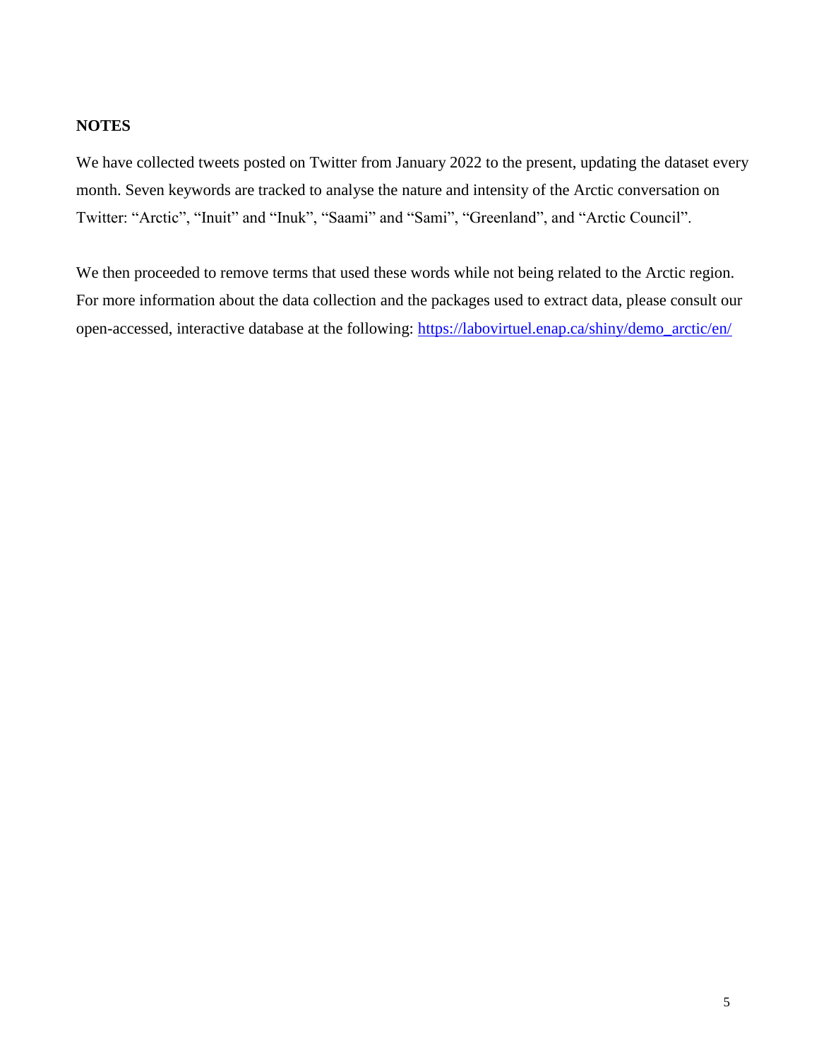## NOTES

We have collected tweets posted on Twitter from January 2022 to the present, updating the dataset every month. Seven keywords are tracked to analyse the nature and intensity of the Arctic conversation on Twitter: “Arctic”, “Inuit” and “Inuk”, “Saami” and “Sami”, “Greenland”, and “Arctic Council”.

We then proceeded to remove terms that used these words while not being related to the Arctic region. For more information about the data collection and the packages used to extract data, please consult our open-accessed, interactive database at the following: [https://labovirtuel.enap.ca/shiny/demo_arctic/en/](https://labovirtuel.enap.ca/shiny/demo_arctic/en/)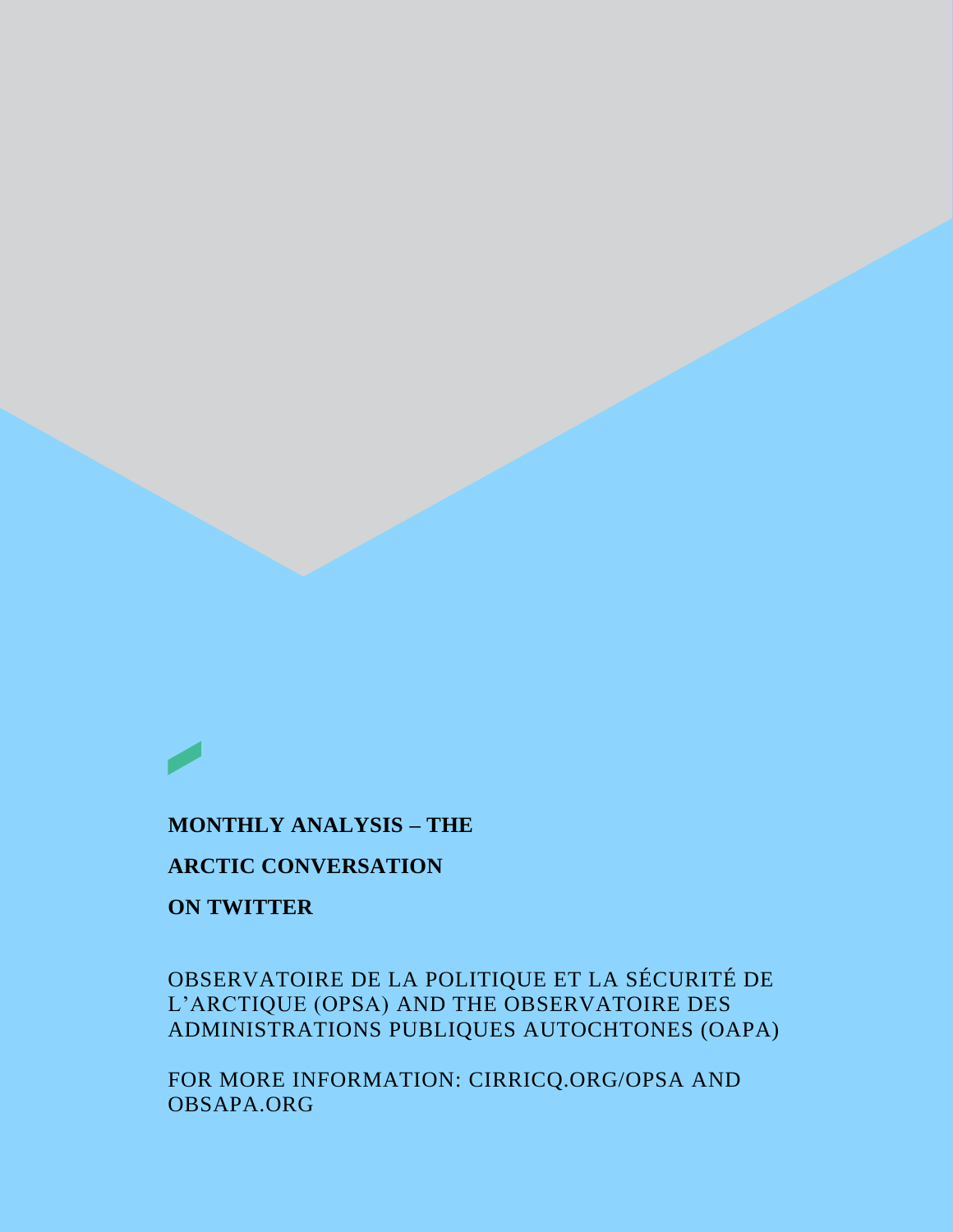**MONTHLY ANALYSIS – THE ARCTIC CONVERSATION ON TWITTER**

OBSERVATOIRE DE LA POLITIQUE ET LA SÉCURITÉ DE L'ARCTIQUE (OPSA) AND THE OBSERVATOIRE DES ADMINISTRATIONS PUBLIQUES AUTOCHTONES (OAPA)

FOR MORE INFORMATION: CIRRICQ.ORG/OPSA AND OBSAPA.ORG